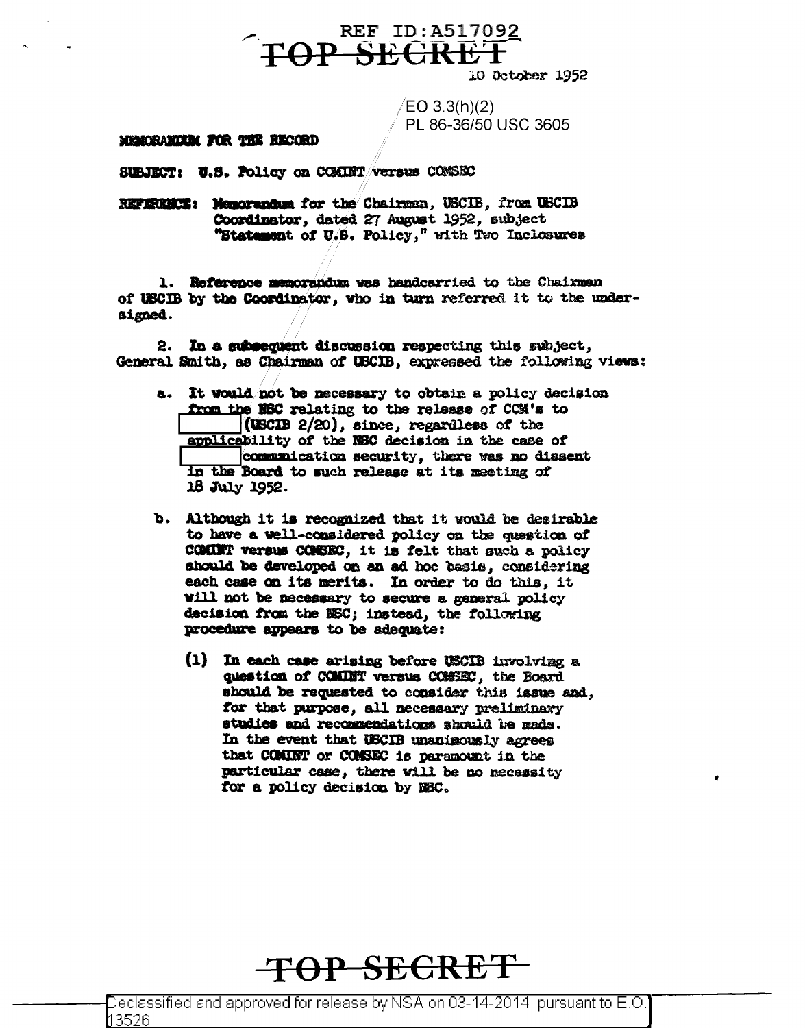REF ID:A517092

TOP SECRET

10 October 1952

EO 3.3(h)(2)
PL 86-36/50 USC 3605

MEMORANDUM FOR THE RECORD

SUBJECT: U.S. Policy on COMINT versus COMSEC

REFERENCE: Memorandum for the Chairman, USCIB, from USCIB Coordinator, dated 27 August 1952, subject "Statement of U.S. Policy," with Two Inclosures

1. Reference memorandum was handcarried to the Chairman of USCIB by the Coordinator, who in turn referred it to the undersigned.

2. In a subsequent discussion respecting this subject, General Smith, as Chairman of USCIB, expressed the following views:

a. It would not be necessary to obtain a policy decision from the NSC relating to the release of CCM's to [ ] (USCIB 2/20), since, regardless of the applicability of the NSC decision in the case of [ ] communication security, there was no dissent in the Board to such release at its meeting of 18 July 1952.

b. Although it is recognized that it would be desirable to have a well-considered policy on the question of COMINT versus COMSEC, it is felt that such a policy should be developed on an ad hoc basis, considering each case on its merits. In order to do this, it will not be necessary to secure a general policy decision from the NSC; instead, the following procedure appears to be adequate:

(1) In each case arising before USCIB involving a question of COMINT versus COMSEC, the Board should be requested to consider this issue and, for that purpose, all necessary preliminary studies and recommendations should be made. In the event that USCIB unanimously agrees that COMINT or COMSEC is paramount in the particular case, there will be no necessity for a policy decision by NSC.

TOP SECRET

Declassified and approved for release by NSA on 03-14-2014 pursuant to E.O. 13526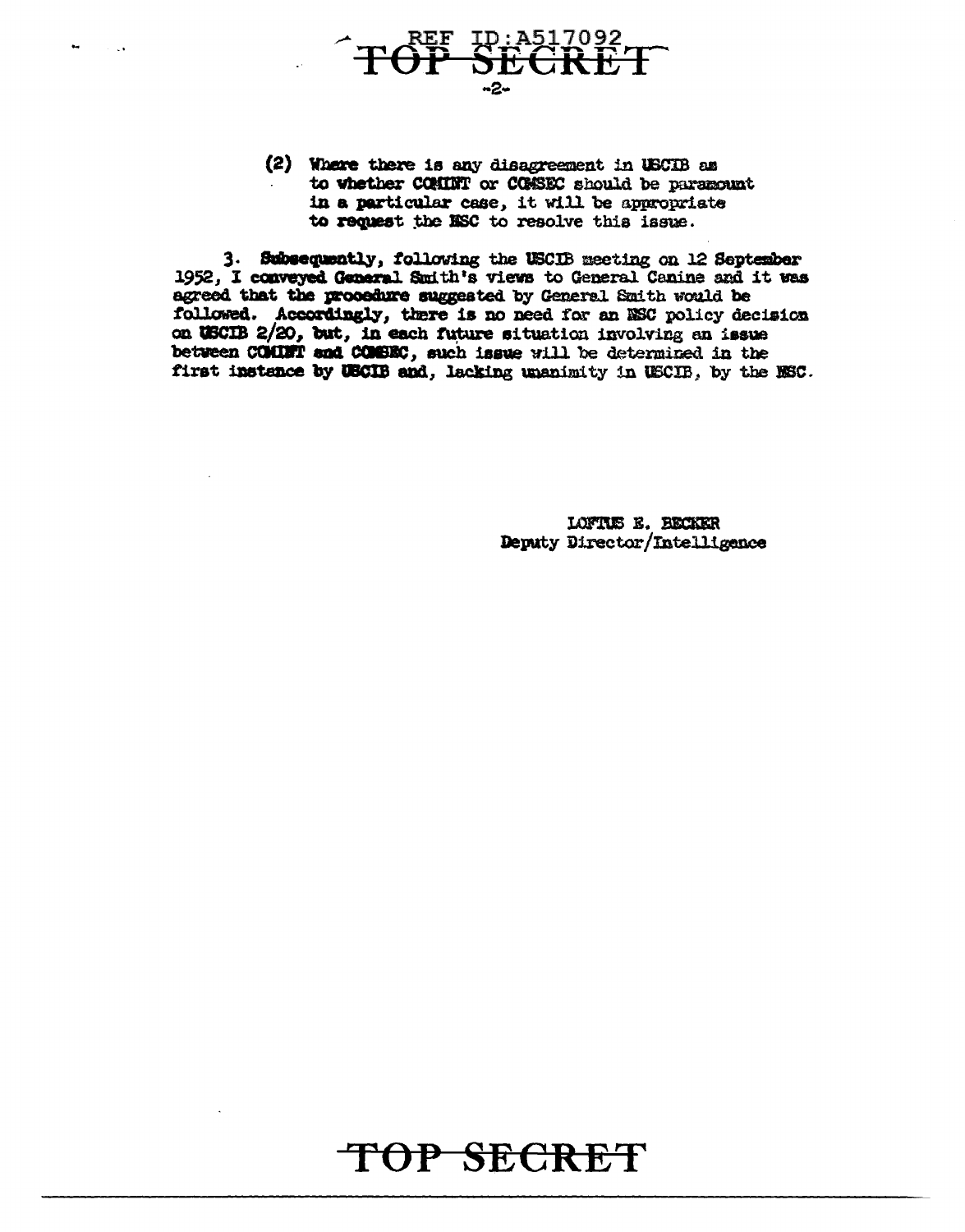(2) Where there is any disagreement in USCIB as to whether COMINT or COMSEC should be paramount in a particular case, it will be appropriate to request the NSC to resolve this issue.

3. Subsequently, following the USCIB meeting on 12 September 1952, I conveyed General Smith's views to General Canine and it was agreed that the procedure suggested by General Smith would be followed. Accordingly, there is no need for an NSC policy decision on USCIB 2/20, but, in each future situation involving an issue between COMINT and COMSEC, such issue will be determined in the first instance by USCIB and, lacking unanimity in USCIB, by the NSC.

LOFTUS E. BECKER
Deputy Director/Intelligence

TOP SECRET